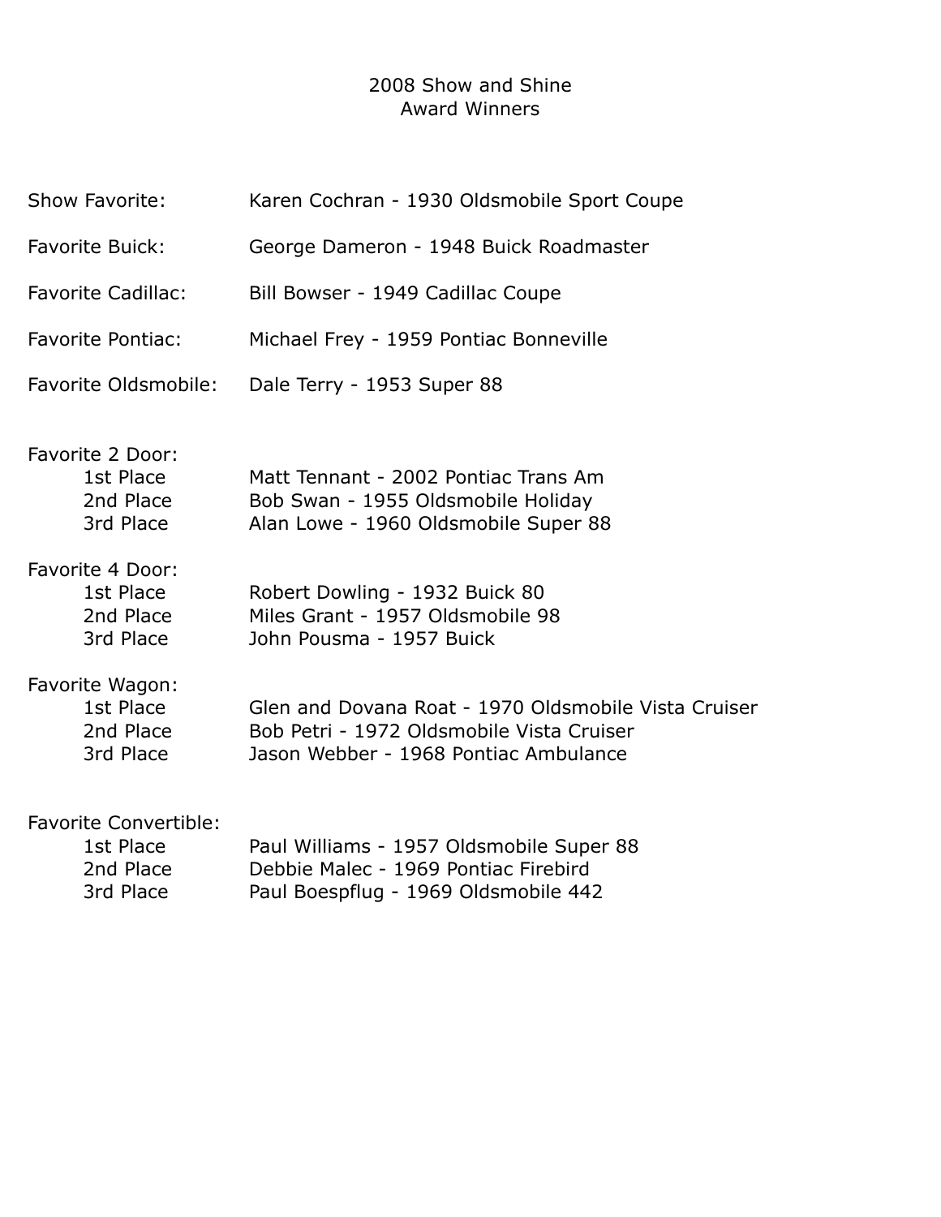# 2008 Show and Shine
## Award Winners

Show Favorite: Karen Cochran - 1930 Oldsmobile Sport Coupe

Favorite Buick: George Dameron - 1948 Buick Roadmaster

Favorite Cadillac: Bill Bowser - 1949 Cadillac Coupe

Favorite Pontiac: Michael Frey - 1959 Pontiac Bonneville

Favorite Oldsmobile: Dale Terry - 1953 Super 88

**Favorite 2 Door:**

- 1st Place: Matt Tennant - 2002 Pontiac Trans Am
- 2nd Place: Bob Swan - 1955 Oldsmobile Holiday
- 3rd Place: Alan Lowe - 1960 Oldsmobile Super 88

**Favorite 4 Door:**

- 1st Place: Robert Dowling - 1932 Buick 80
- 2nd Place: Miles Grant - 1957 Oldsmobile 98
- 3rd Place: John Pousma - 1957 Buick

**Favorite Wagon:**

- 1st Place: Glen and Dovana Roat - 1970 Oldsmobile Vista Cruiser
- 2nd Place: Bob Petri - 1972 Oldsmobile Vista Cruiser
- 3rd Place: Jason Webber - 1968 Pontiac Ambulance

**Favorite Convertible:**

- 1st Place: Paul Williams - 1957 Oldsmobile Super 88
- 2nd Place: Debbie Malec - 1969 Pontiac Firebird
- 3rd Place: Paul Boespflug - 1969 Oldsmobile 442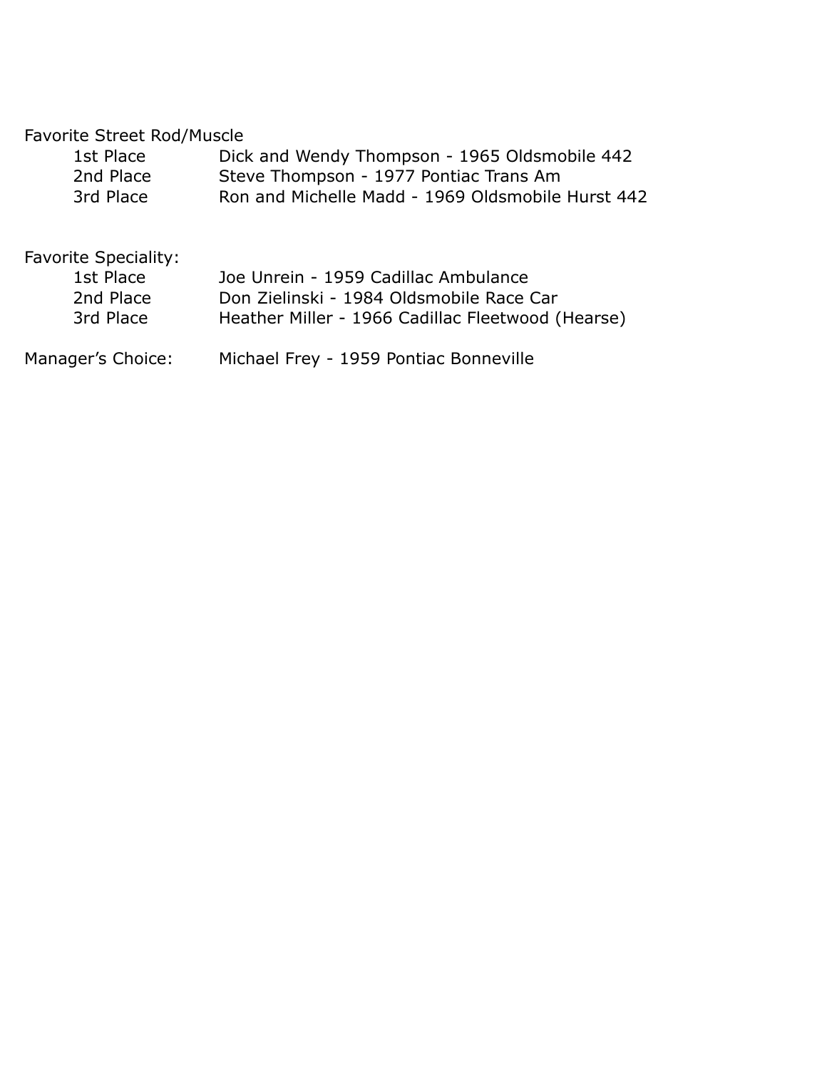Favorite Street Rod/Muscle

| | |
|---|---|
| 1st Place | Dick and Wendy Thompson - 1965 Oldsmobile 442 |
| 2nd Place | Steve Thompson - 1977 Pontiac Trans Am |
| 3rd Place | Ron and Michelle Madd - 1969 Oldsmobile Hurst 442 |

Favorite Speciality:

| | |
|---|---|
| 1st Place | Joe Unrein - 1959 Cadillac Ambulance |
| 2nd Place | Don Zielinski - 1984 Oldsmobile Race Car |
| 3rd Place | Heather Miller - 1966 Cadillac Fleetwood (Hearse) |

Manager's Choice: Michael Frey - 1959 Pontiac Bonneville